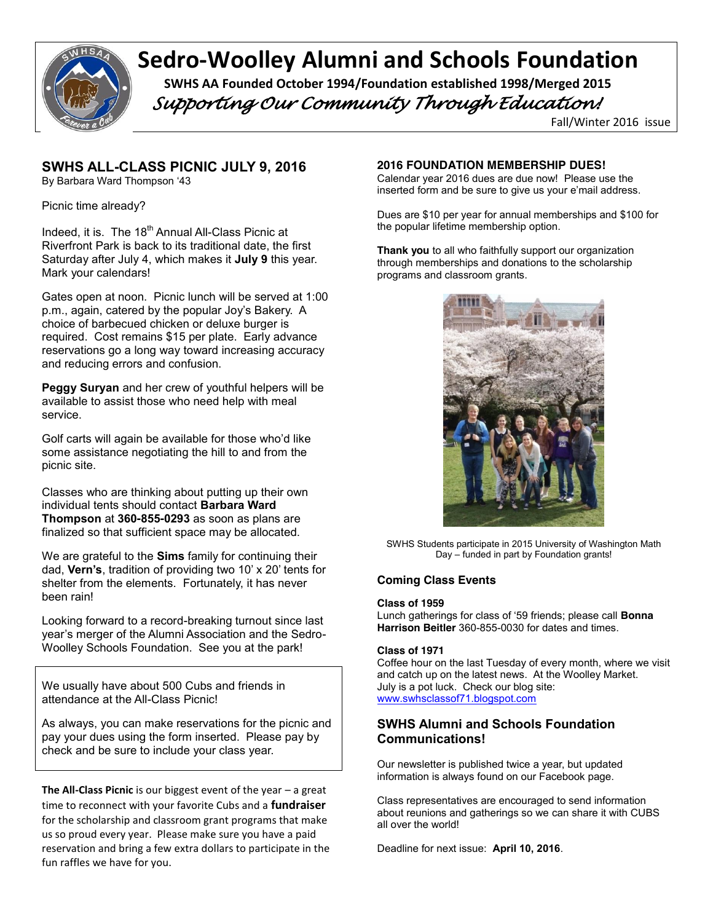# Sedro-Woolley Alumni and Schools Foundation

**SWHS AA Founded October 1994/Foundation established 1998/Merged 2015**

*Supporting Our Community Through Education!*

Fall/Winter 2016 issue

## SWHS ALL-CLASS PICNIC JULY 9, 2016

By Barbara Ward Thompson '43

Picnic time already?

Indeed, it is. The 18th Annual All-Class Picnic at Riverfront Park is back to its traditional date, the first Saturday after July 4, which makes it **July 9** this year. Mark your calendars!

Gates open at noon. Picnic lunch will be served at 1:00 p.m., again, catered by the popular Joy's Bakery. A choice of barbecued chicken or deluxe burger is required. Cost remains $15 per plate. Early advance reservations go a long way toward increasing accuracy and reducing errors and confusion.

**Peggy Suryan** and her crew of youthful helpers will be available to assist those who need help with meal service.

Golf carts will again be available for those who'd like some assistance negotiating the hill to and from the picnic site.

Classes who are thinking about putting up their own individual tents should contact **Barbara Ward Thompson** at **360-855-0293** as soon as plans are finalized so that sufficient space may be allocated.

We are grateful to the **Sims** family for continuing their dad, **Vern's**, tradition of providing two 10' x 20' tents for shelter from the elements. Fortunately, it has never been rain!

Looking forward to a record-breaking turnout since last year's merger of the Alumni Association and the Sedro-Woolley Schools Foundation. See you at the park!

We usually have about 500 Cubs and friends in attendance at the All-Class Picnic!

As always, you can make reservations for the picnic and pay your dues using the form inserted. Please pay by check and be sure to include your class year.

**The All-Class Picnic** is our biggest event of the year – a great time to reconnect with your favorite Cubs and a **fundraiser** for the scholarship and classroom grant programs that make us so proud every year. Please make sure you have a paid reservation and bring a few extra dollars to participate in the fun raffles we have for you.

### 2016 FOUNDATION MEMBERSHIP DUES!

Calendar year 2016 dues are due now! Please use the inserted form and be sure to give us your e'mail address.

Dues are $10 per year for annual memberships and $100 for the popular lifetime membership option.

**Thank you** to all who faithfully support our organization through memberships and donations to the scholarship programs and classroom grants.

SWHS Students participate in 2015 University of Washington Math Day – funded in part by Foundation grants!

### Coming Class Events

**Class of 1959**
Lunch gatherings for class of '59 friends; please call **Bonna Harrison Beitler** 360-855-0030 for dates and times.

**Class of 1971**
Coffee hour on the last Tuesday of every month, where we visit and catch up on the latest news. At the Woolley Market. July is a pot luck. Check our blog site: www.swhsclassof71.blogspot.com

### SWHS Alumni and Schools Foundation Communications!

Our newsletter is published twice a year, but updated information is always found on our Facebook page.

Class representatives are encouraged to send information about reunions and gatherings so we can share it with CUBS all over the world!

Deadline for next issue: **April 10, 2016**.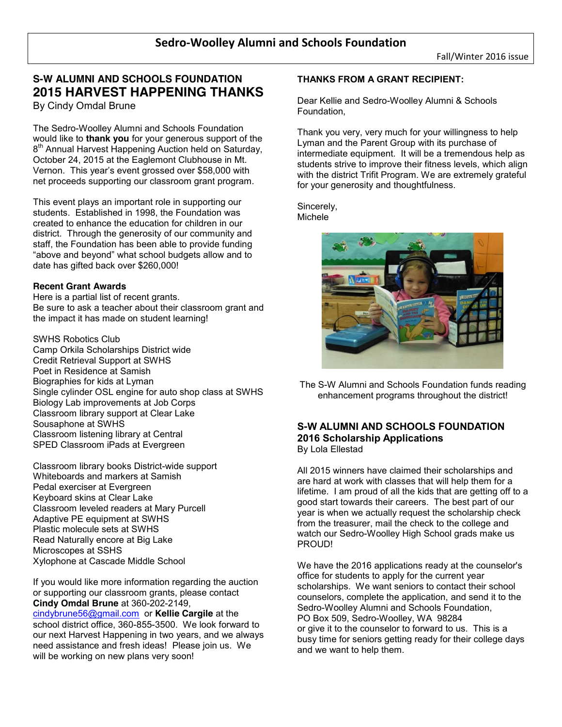# Sedro-Woolley Alumni and Schools Foundation

Fall/Winter 2016 issue

## S-W ALUMNI AND SCHOOLS FOUNDATION
## 2015 HARVEST HAPPENING THANKS

By Cindy Omdal Brune

The Sedro-Woolley Alumni and Schools Foundation would like to **thank you** for your generous support of the 8th Annual Harvest Happening Auction held on Saturday, October 24, 2015 at the Eaglemont Clubhouse in Mt. Vernon. This year's event grossed over $58,000 with net proceeds supporting our classroom grant program.

This event plays an important role in supporting our students. Established in 1998, the Foundation was created to enhance the education for children in our district. Through the generosity of our community and staff, the Foundation has been able to provide funding "above and beyond" what school budgets allow and to date has gifted back over $260,000!

**Recent Grant Awards**

Here is a partial list of recent grants.
Be sure to ask a teacher about their classroom grant and the impact it has made on student learning!

SWHS Robotics Club
Camp Orkila Scholarships District wide
Credit Retrieval Support at SWHS
Poet in Residence at Samish
Biographies for kids at Lyman
Single cylinder OSL engine for auto shop class at SWHS
Biology Lab improvements at Job Corps
Classroom library support at Clear Lake
Sousaphone at SWHS
Classroom listening library at Central
SPED Classroom iPads at Evergreen

Classroom library books District-wide support
Whiteboards and markers at Samish
Pedal exerciser at Evergreen
Keyboard skins at Clear Lake
Classroom leveled readers at Mary Purcell
Adaptive PE equipment at SWHS
Plastic molecule sets at SWHS
Read Naturally encore at Big Lake
Microscopes at SSHS
Xylophone at Cascade Middle School

If you would like more information regarding the auction or supporting our classroom grants, please contact **Cindy Omdal Brune** at 360-202-2149, cindybrune56@gmail.com or **Kellie Cargile** at the school district office, 360-855-3500. We look forward to our next Harvest Happening in two years, and we always need assistance and fresh ideas! Please join us. We will be working on new plans very soon!

## THANKS FROM A GRANT RECIPIENT:

Dear Kellie and Sedro-Woolley Alumni & Schools Foundation,

Thank you very, very much for your willingness to help Lyman and the Parent Group with its purchase of intermediate equipment. It will be a tremendous help as students strive to improve their fitness levels, which align with the district Trifit Program. We are extremely grateful for your generosity and thoughtfulness.

Sincerely,
Michele

The S-W Alumni and Schools Foundation funds reading enhancement programs throughout the district!

## S-W ALUMNI AND SCHOOLS FOUNDATION
## 2016 Scholarship Applications

By Lola Ellestad

All 2015 winners have claimed their scholarships and are hard at work with classes that will help them for a lifetime. I am proud of all the kids that are getting off to a good start towards their careers. The best part of our year is when we actually request the scholarship check from the treasurer, mail the check to the college and watch our Sedro-Woolley High School grads make us PROUD!

We have the 2016 applications ready at the counselor's office for students to apply for the current year scholarships. We want seniors to contact their school counselors, complete the application, and send it to the Sedro-Woolley Alumni and Schools Foundation,
PO Box 509, Sedro-Woolley, WA 98284
or give it to the counselor to forward to us. This is a busy time for seniors getting ready for their college days and we want to help them.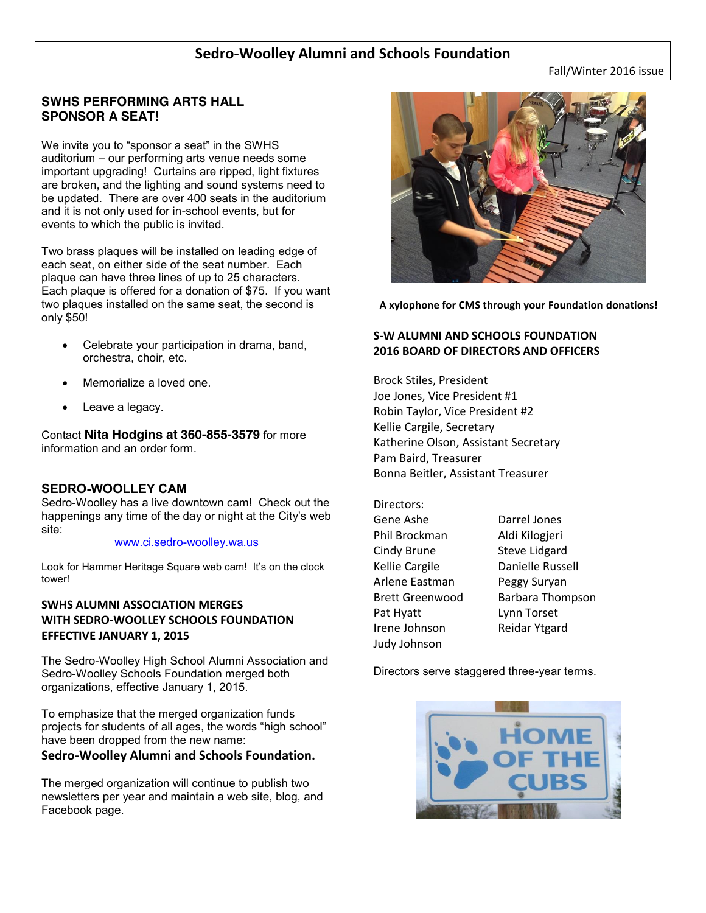# Sedro-Woolley Alumni and Schools Foundation

Fall/Winter 2016 issue

## SWHS PERFORMING ARTS HALL SPONSOR A SEAT!

We invite you to "sponsor a seat" in the SWHS auditorium – our performing arts venue needs some important upgrading! Curtains are ripped, light fixtures are broken, and the lighting and sound systems need to be updated. There are over 400 seats in the auditorium and it is not only used for in-school events, but for events to which the public is invited.

Two brass plaques will be installed on leading edge of each seat, on either side of the seat number. Each plaque can have three lines of up to 25 characters. Each plaque is offered for a donation of $75. If you want two plaques installed on the same seat, the second is only $50!

- Celebrate your participation in drama, band, orchestra, choir, etc.
- Memorialize a loved one.
- Leave a legacy.

Contact **Nita Hodgins at 360-855-3579** for more information and an order form.

## SEDRO-WOOLLEY CAM

Sedro-Woolley has a live downtown cam! Check out the happenings any time of the day or night at the City's web site:

www.ci.sedro-woolley.wa.us

Look for Hammer Heritage Square web cam! It's on the clock tower!

## SWHS ALUMNI ASSOCIATION MERGES WITH SEDRO-WOOLLEY SCHOOLS FOUNDATION EFFECTIVE JANUARY 1, 2015

The Sedro-Woolley High School Alumni Association and Sedro-Woolley Schools Foundation merged both organizations, effective January 1, 2015.

To emphasize that the merged organization funds projects for students of all ages, the words "high school" have been dropped from the new name:

**Sedro-Woolley Alumni and Schools Foundation.**

The merged organization will continue to publish two newsletters per year and maintain a web site, blog, and Facebook page.

**A xylophone for CMS through your Foundation donations!**

## S-W ALUMNI AND SCHOOLS FOUNDATION 2016 BOARD OF DIRECTORS AND OFFICERS

Brock Stiles, President
Joe Jones, Vice President #1
Robin Taylor, Vice President #2
Kellie Cargile, Secretary
Katherine Olson, Assistant Secretary
Pam Baird, Treasurer
Bonna Beitler, Assistant Treasurer

Directors:

| | |
|---|---|
| Gene Ashe | Darrel Jones |
| Phil Brockman | Aldi Kilogjeri |
| Cindy Brune | Steve Lidgard |
| Kellie Cargile | Danielle Russell |
| Arlene Eastman | Peggy Suryan |
| Brett Greenwood | Barbara Thompson |
| Pat Hyatt | Lynn Torset |
| Irene Johnson | Reidar Ytgard |
| Judy Johnson | |

Directors serve staggered three-year terms.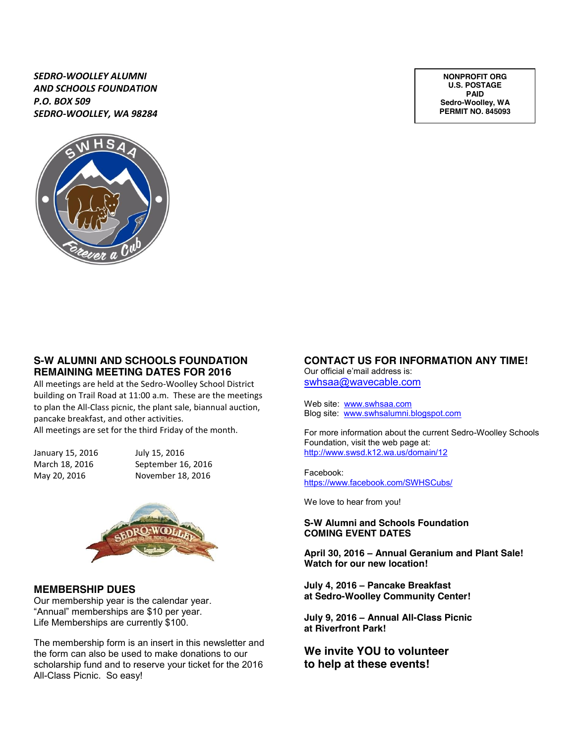*SEDRO-WOOLLEY ALUMNI*
*AND SCHOOLS FOUNDATION*
*P.O. BOX 509*
*SEDRO-WOOLLEY, WA 98284*

**NONPROFIT ORG**
**U.S. POSTAGE**
**PAID**
**Sedro-Woolley, WA**
**PERMIT NO. 845093**

## S-W ALUMNI AND SCHOOLS FOUNDATION REMAINING MEETING DATES FOR 2016

All meetings are held at the Sedro-Woolley School District building on Trail Road at 11:00 a.m. These are the meetings to plan the All-Class picnic, the plant sale, biannual auction, pancake breakfast, and other activities.
All meetings are set for the third Friday of the month.

| | |
|---|---|
| January 15, 2016 | July 15, 2016 |
| March 18, 2016 | September 16, 2016 |
| May 20, 2016 | November 18, 2016 |

## MEMBERSHIP DUES

Our membership year is the calendar year.
"Annual" memberships are $10 per year.
Life Memberships are currently $100.

The membership form is an insert in this newsletter and the form can also be used to make donations to our scholarship fund and to reserve your ticket for the 2016 All-Class Picnic. So easy!

## CONTACT US FOR INFORMATION ANY TIME!

Our official e'mail address is:
swhsaa@wavecable.com

Web site: www.swhsaa.com
Blog site: www.swhsalumni.blogspot.com

For more information about the current Sedro-Woolley Schools Foundation, visit the web page at:
http://www.swsd.k12.wa.us/domain/12

Facebook:
https://www.facebook.com/SWHSCubs/

We love to hear from you!

**S-W Alumni and Schools Foundation**
**COMING EVENT DATES**

**April 30, 2016 – Annual Geranium and Plant Sale!**
**Watch for our new location!**

**July 4, 2016 – Pancake Breakfast**
**at Sedro-Woolley Community Center!**

**July 9, 2016 – Annual All-Class Picnic**
**at Riverfront Park!**

**We invite YOU to volunteer**
**to help at these events!**